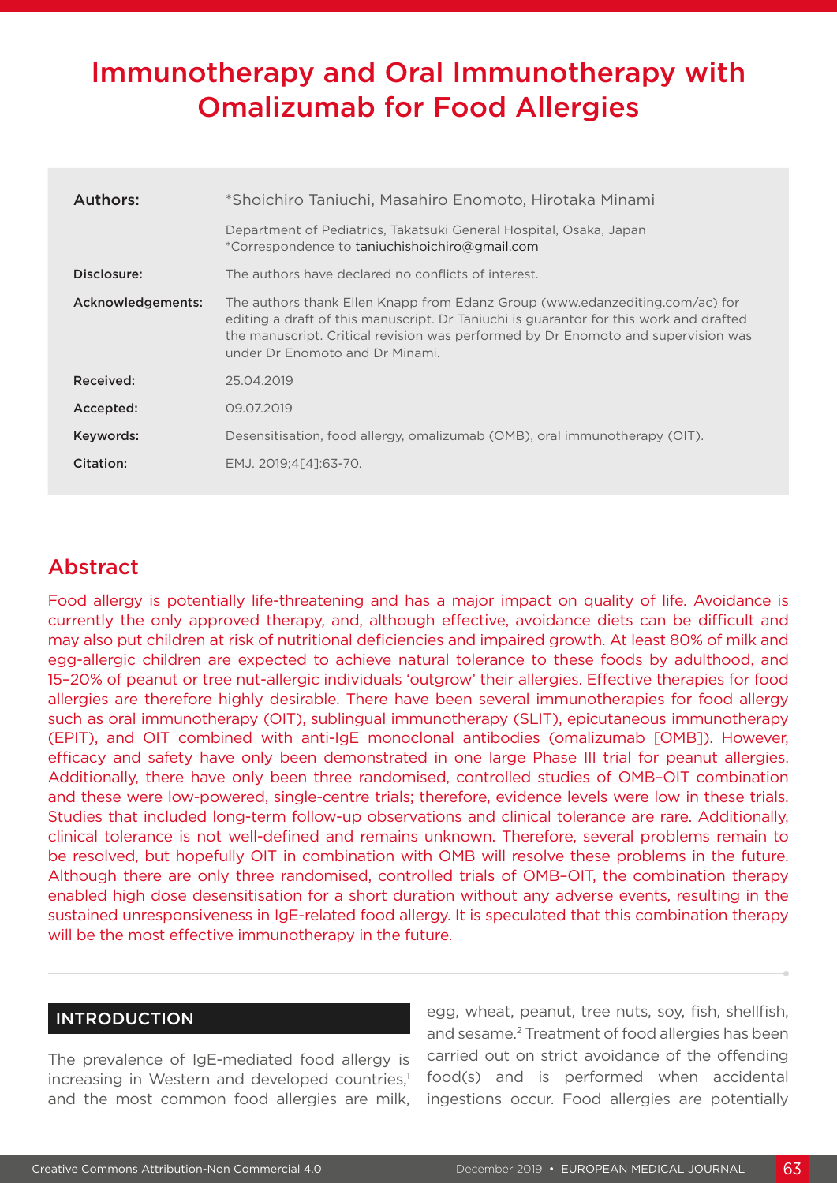# Immunotherapy and Oral Immunotherapy with Omalizumab for Food Allergies

| | |
|---|---|
| **Authors:** | *Shoichiro Taniuchi, Masahiro Enomoto, Hirotaka Minami<br>Department of Pediatrics, Takatsuki General Hospital, Osaka, Japan<br>*Correspondence to taniuchishoichiro@gmail.com |
| **Disclosure:** | The authors have declared no conflicts of interest. |
| **Acknowledgements:** | The authors thank Ellen Knapp from Edanz Group (www.edanzediting.com/ac) for editing a draft of this manuscript. Dr Taniuchi is guarantor for this work and drafted the manuscript. Critical revision was performed by Dr Enomoto and supervision was under Dr Enomoto and Dr Minami. |
| **Received:** | 25.04.2019 |
| **Accepted:** | 09.07.2019 |
| **Keywords:** | Desensitisation, food allergy, omalizumab (OMB), oral immunotherapy (OIT). |
| **Citation:** | EMJ. 2019;4[4]:63-70. |

## Abstract

Food allergy is potentially life-threatening and has a major impact on quality of life. Avoidance is currently the only approved therapy, and, although effective, avoidance diets can be difficult and may also put children at risk of nutritional deficiencies and impaired growth. At least 80% of milk and egg-allergic children are expected to achieve natural tolerance to these foods by adulthood, and 15–20% of peanut or tree nut-allergic individuals 'outgrow' their allergies. Effective therapies for food allergies are therefore highly desirable. There have been several immunotherapies for food allergy such as oral immunotherapy (OIT), sublingual immunotherapy (SLIT), epicutaneous immunotherapy (EPIT), and OIT combined with anti-IgE monoclonal antibodies (omalizumab [OMB]). However, efficacy and safety have only been demonstrated in one large Phase III trial for peanut allergies. Additionally, there have only been three randomised, controlled studies of OMB–OIT combination and these were low-powered, single-centre trials; therefore, evidence levels were low in these trials. Studies that included long-term follow-up observations and clinical tolerance are rare. Additionally, clinical tolerance is not well-defined and remains unknown. Therefore, several problems remain to be resolved, but hopefully OIT in combination with OMB will resolve these problems in the future. Although there are only three randomised, controlled trials of OMB–OIT, the combination therapy enabled high dose desensitisation for a short duration without any adverse events, resulting in the sustained unresponsiveness in IgE-related food allergy. It is speculated that this combination therapy will be the most effective immunotherapy in the future.

## INTRODUCTION

The prevalence of IgE-mediated food allergy is increasing in Western and developed countries,[1] and the most common food allergies are milk, egg, wheat, peanut, tree nuts, soy, fish, shellfish, and sesame.[2] Treatment of food allergies has been carried out on strict avoidance of the offending food(s) and is performed when accidental ingestions occur. Food allergies are potentially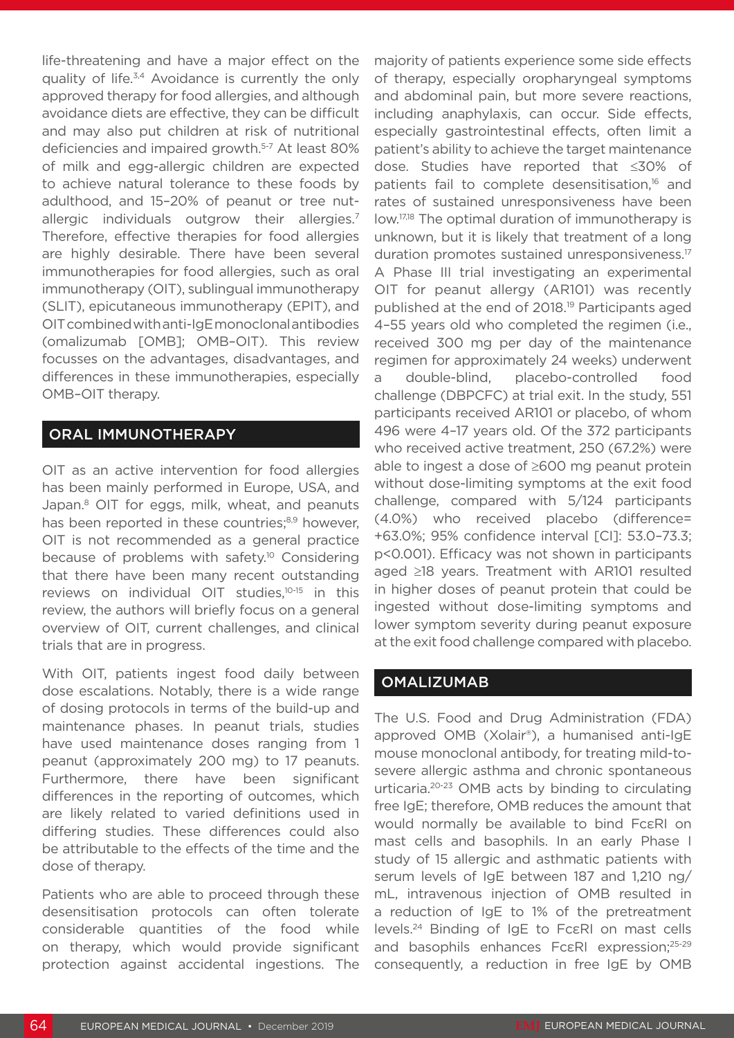life-threatening and have a major effect on the quality of life.[3,4] Avoidance is currently the only approved therapy for food allergies, and although avoidance diets are effective, they can be difficult and may also put children at risk of nutritional deficiencies and impaired growth.[5-7] At least 80% of milk and egg-allergic children are expected to achieve natural tolerance to these foods by adulthood, and 15–20% of peanut or tree nut-allergic individuals outgrow their allergies.[7] Therefore, effective therapies for food allergies are highly desirable. There have been several immunotherapies for food allergies, such as oral immunotherapy (OIT), sublingual immunotherapy (SLIT), epicutaneous immunotherapy (EPIT), and OIT combined with anti-IgE monoclonal antibodies (omalizumab [OMB]; OMB–OIT). This review focusses on the advantages, disadvantages, and differences in these immunotherapies, especially OMB–OIT therapy.

## ORAL IMMUNOTHERAPY

OIT as an active intervention for food allergies has been mainly performed in Europe, USA, and Japan.[8] OIT for eggs, milk, wheat, and peanuts has been reported in these countries;[8,9] however, OIT is not recommended as a general practice because of problems with safety.[10] Considering that there have been many recent outstanding reviews on individual OIT studies,[10-15] in this review, the authors will briefly focus on a general overview of OIT, current challenges, and clinical trials that are in progress.

With OIT, patients ingest food daily between dose escalations. Notably, there is a wide range of dosing protocols in terms of the build-up and maintenance phases. In peanut trials, studies have used maintenance doses ranging from 1 peanut (approximately 200 mg) to 17 peanuts. Furthermore, there have been significant differences in the reporting of outcomes, which are likely related to varied definitions used in differing studies. These differences could also be attributable to the effects of the time and the dose of therapy.

Patients who are able to proceed through these desensitisation protocols can often tolerate considerable quantities of the food while on therapy, which would provide significant protection against accidental ingestions. The majority of patients experience some side effects of therapy, especially oropharyngeal symptoms and abdominal pain, but more severe reactions, including anaphylaxis, can occur. Side effects, especially gastrointestinal effects, often limit a patient's ability to achieve the target maintenance dose. Studies have reported that ≤30% of patients fail to complete desensitisation,[16] and rates of sustained unresponsiveness have been low.[17,18] The optimal duration of immunotherapy is unknown, but it is likely that treatment of a long duration promotes sustained unresponsiveness.[17] A Phase III trial investigating an experimental OIT for peanut allergy (AR101) was recently published at the end of 2018.[19] Participants aged 4–55 years old who completed the regimen (i.e., received 300 mg per day of the maintenance regimen for approximately 24 weeks) underwent a double-blind, placebo-controlled food challenge (DBPCFC) at trial exit. In the study, 551 participants received AR101 or placebo, of whom 496 were 4–17 years old. Of the 372 participants who received active treatment, 250 (67.2%) were able to ingest a dose of ≥600 mg peanut protein without dose-limiting symptoms at the exit food challenge, compared with 5/124 participants (4.0%) who received placebo (difference= +63.0%; 95% confidence interval [CI]: 53.0–73.3; $p<0.001$). Efficacy was not shown in participants aged ≥18 years. Treatment with AR101 resulted in higher doses of peanut protein that could be ingested without dose-limiting symptoms and lower symptom severity during peanut exposure at the exit food challenge compared with placebo.

## OMALIZUMAB

The U.S. Food and Drug Administration (FDA) approved OMB (Xolair®), a humanised anti-IgE mouse monoclonal antibody, for treating mild-to-severe allergic asthma and chronic spontaneous urticaria.[20-23] OMB acts by binding to circulating free IgE; therefore, OMB reduces the amount that would normally be available to bind FcεRI on mast cells and basophils. In an early Phase I study of 15 allergic and asthmatic patients with serum levels of IgE between 187 and 1,210 ng/mL, intravenous injection of OMB resulted in a reduction of IgE to 1% of the pretreatment levels.[24] Binding of IgE to FcεRI on mast cells and basophils enhances FcεRI expression;[25-29] consequently, a reduction in free IgE by OMB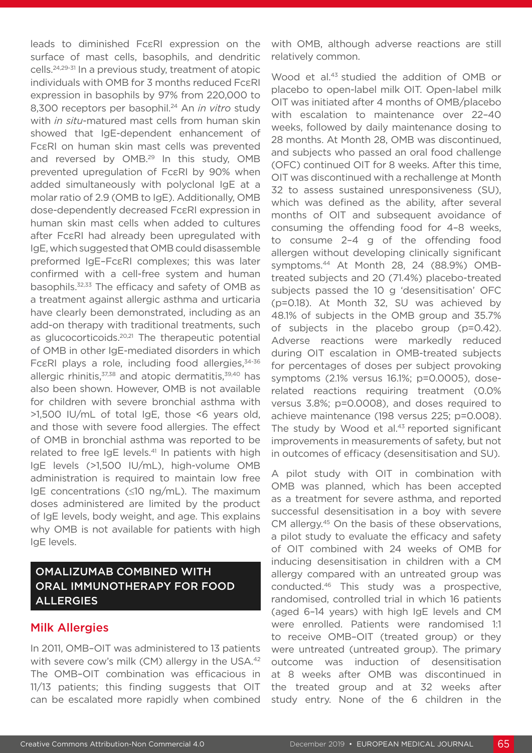leads to diminished FcεRI expression on the surface of mast cells, basophils, and dendritic cells.[24,29-31] In a previous study, treatment of atopic individuals with OMB for 3 months reduced FcεRI expression in basophils by 97% from 220,000 to 8,300 receptors per basophil.[24] An *in vitro* study with *in situ*-matured mast cells from human skin showed that IgE-dependent enhancement of FcεRI on human skin mast cells was prevented and reversed by OMB.[29] In this study, OMB prevented upregulation of FcεRI by 90% when added simultaneously with polyclonal IgE at a molar ratio of 2.9 (OMB to IgE). Additionally, OMB dose-dependently decreased FcεRI expression in human skin mast cells when added to cultures after FcεRI had already been upregulated with IgE, which suggested that OMB could disassemble preformed IgE–FcεRI complexes; this was later confirmed with a cell-free system and human basophils.[32,33] The efficacy and safety of OMB as a treatment against allergic asthma and urticaria have clearly been demonstrated, including as an add-on therapy with traditional treatments, such as glucocorticoids.[20,21] The therapeutic potential of OMB in other IgE-mediated disorders in which FcεRI plays a role, including food allergies,[34-36] allergic rhinitis,[37,38] and atopic dermatitis,[39,40] has also been shown. However, OMB is not available for children with severe bronchial asthma with >1,500 IU/mL of total IgE, those <6 years old, and those with severe food allergies. The effect of OMB in bronchial asthma was reported to be related to free IgE levels.[41] In patients with high IgE levels (>1,500 IU/mL), high-volume OMB administration is required to maintain low free IgE concentrations (≤10 ng/mL). The maximum doses administered are limited by the product of IgE levels, body weight, and age. This explains why OMB is not available for patients with high IgE levels.

## OMALIZUMAB COMBINED WITH ORAL IMMUNOTHERAPY FOR FOOD ALLERGIES

### Milk Allergies

In 2011, OMB–OIT was administered to 13 patients with severe cow's milk (CM) allergy in the USA.[42] The OMB–OIT combination was efficacious in 11/13 patients; this finding suggests that OIT can be escalated more rapidly when combined with OMB, although adverse reactions are still relatively common.

Wood et al.[43] studied the addition of OMB or placebo to open-label milk OIT. Open-label milk OIT was initiated after 4 months of OMB/placebo with escalation to maintenance over 22–40 weeks, followed by daily maintenance dosing to 28 months. At Month 28, OMB was discontinued, and subjects who passed an oral food challenge (OFC) continued OIT for 8 weeks. After this time, OIT was discontinued with a rechallenge at Month 32 to assess sustained unresponsiveness (SU), which was defined as the ability, after several months of OIT and subsequent avoidance of consuming the offending food for 4–8 weeks, to consume 2–4 g of the offending food allergen without developing clinically significant symptoms.[44] At Month 28, 24 (88.9%) OMB-treated subjects and 20 (71.4%) placebo-treated subjects passed the 10 g 'desensitisation' OFC ($p=0.18$). At Month 32, SU was achieved by 48.1% of subjects in the OMB group and 35.7% of subjects in the placebo group ($p=0.42$). Adverse reactions were markedly reduced during OIT escalation in OMB-treated subjects for percentages of doses per subject provoking symptoms (2.1% versus 16.1%; $p=0.0005$), dose-related reactions requiring treatment (0.0% versus 3.8%; $p=0.0008$), and doses required to achieve maintenance (198 versus 225; $p=0.008$). The study by Wood et al.[43] reported significant improvements in measurements of safety, but not in outcomes of efficacy (desensitisation and SU).

A pilot study with OIT in combination with OMB was planned, which has been accepted as a treatment for severe asthma, and reported successful desensitisation in a boy with severe CM allergy.[45] On the basis of these observations, a pilot study to evaluate the efficacy and safety of OIT combined with 24 weeks of OMB for inducing desensitisation in children with a CM allergy compared with an untreated group was conducted.[46] This study was a prospective, randomised, controlled trial in which 16 patients (aged 6–14 years) with high IgE levels and CM were enrolled. Patients were randomised 1:1 to receive OMB–OIT (treated group) or they were untreated (untreated group). The primary outcome was induction of desensitisation at 8 weeks after OMB was discontinued in the treated group and at 32 weeks after study entry. None of the 6 children in the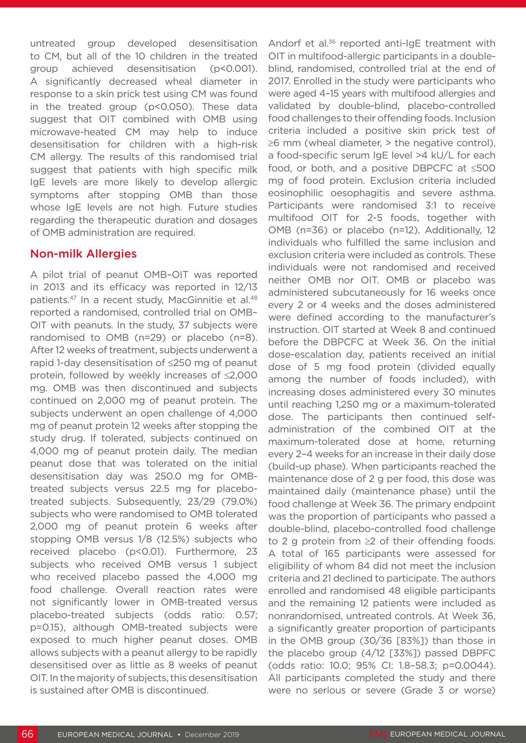untreated group developed desensitisation to CM, but all of the 10 children in the treated group achieved desensitisation ($p<0.001$). A significantly decreased wheal diameter in response to a skin prick test using CM was found in the treated group ($p<0.050$). These data suggest that OIT combined with OMB using microwave-heated CM may help to induce desensitisation for children with a high-risk CM allergy. The results of this randomised trial suggest that patients with high specific milk IgE levels are more likely to develop allergic symptoms after stopping OMB than those whose IgE levels are not high. Future studies regarding the therapeutic duration and dosages of OMB administration are required.

## Non-milk Allergies

A pilot trial of peanut OMB–OIT was reported in 2013 and its efficacy was reported in 12/13 patients.[47] In a recent study, MacGinnitie et al.[48] reported a randomised, controlled trial on OMB–OIT with peanuts. In the study, 37 subjects were randomised to OMB (n=29) or placebo (n=8). After 12 weeks of treatment, subjects underwent a rapid 1-day desensitisation of ≤250 mg of peanut protein, followed by weekly increases of ≤2,000 mg. OMB was then discontinued and subjects continued on 2,000 mg of peanut protein. The subjects underwent an open challenge of 4,000 mg of peanut protein 12 weeks after stopping the study drug. If tolerated, subjects continued on 4,000 mg of peanut protein daily. The median peanut dose that was tolerated on the initial desensitisation day was 250.0 mg for OMB-treated subjects versus 22.5 mg for placebo-treated subjects. Subsequently, 23/29 (79.0%) subjects who were randomised to OMB tolerated 2,000 mg of peanut protein 6 weeks after stopping OMB versus 1/8 (12.5%) subjects who received placebo ($p<0.01$). Furthermore, 23 subjects who received OMB versus 1 subject who received placebo passed the 4,000 mg food challenge. Overall reaction rates were not significantly lower in OMB-treated versus placebo-treated subjects (odds ratio: 0.57; $p=0.15$), although OMB-treated subjects were exposed to much higher peanut doses. OMB allows subjects with a peanut allergy to be rapidly desensitised over as little as 8 weeks of peanut OIT. In the majority of subjects, this desensitisation is sustained after OMB is discontinued.

Andorf et al.[36] reported anti-IgE treatment with OIT in multifood-allergic participants in a double-blind, randomised, controlled trial at the end of 2017. Enrolled in the study were participants who were aged 4–15 years with multifood allergies and validated by double-blind, placebo-controlled food challenges to their offending foods. Inclusion criteria included a positive skin prick test of ≥6 mm (wheal diameter, > the negative control), a food-specific serum IgE level >4 kU/L for each food, or both, and a positive DBPCFC at ≤500 mg of food protein. Exclusion criteria included eosinophilic oesophagitis and severe asthma. Participants were randomised 3:1 to receive multifood OIT for 2-5 foods, together with OMB (n=36) or placebo (n=12). Additionally, 12 individuals who fulfilled the same inclusion and exclusion criteria were included as controls. These individuals were not randomised and received neither OMB nor OIT. OMB or placebo was administered subcutaneously for 16 weeks once every 2 or 4 weeks and the doses administered were defined according to the manufacturer's instruction. OIT started at Week 8 and continued before the DBPCFC at Week 36. On the initial dose-escalation day, patients received an initial dose of 5 mg food protein (divided equally among the number of foods included), with increasing doses administered every 30 minutes until reaching 1,250 mg or a maximum-tolerated dose. The participants then continued self-administration of the combined OIT at the maximum-tolerated dose at home, returning every 2–4 weeks for an increase in their daily dose (build-up phase). When participants reached the maintenance dose of 2 g per food, this dose was maintained daily (maintenance phase) until the food challenge at Week 36. The primary endpoint was the proportion of participants who passed a double-blind, placebo-controlled food challenge to 2 g protein from ≥2 of their offending foods. A total of 165 participants were assessed for eligibility of whom 84 did not meet the inclusion criteria and 21 declined to participate. The authors enrolled and randomised 48 eligible participants and the remaining 12 patients were included as nonrandomised, untreated controls. At Week 36, a significantly greater proportion of participants in the OMB group (30/36 [83%]) than those in the placebo group (4/12 [33%]) passed DBPFC (odds ratio: 10.0; 95% CI: 1.8–58.3; $p=0.0044$). All participants completed the study and there were no serious or severe (Grade 3 or worse)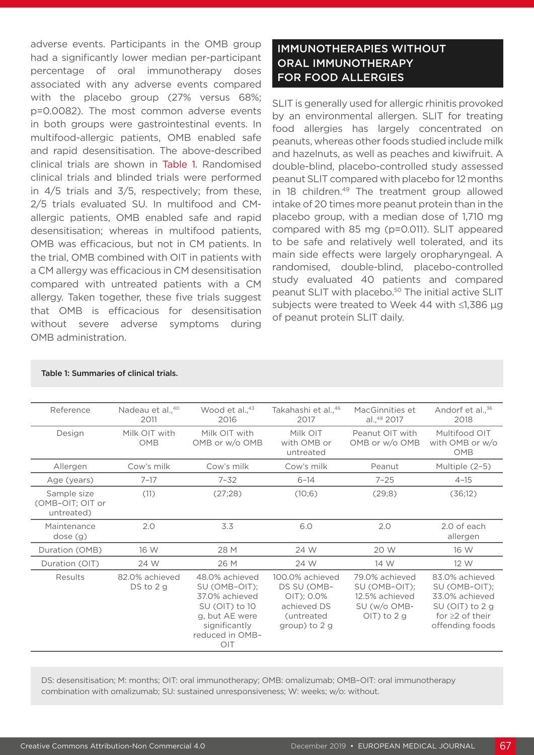adverse events. Participants in the OMB group had a significantly lower median per-participant percentage of oral immunotherapy doses associated with any adverse events compared with the placebo group (27% versus 68%; p=0.0082). The most common adverse events in both groups were gastrointestinal events. In multifood-allergic patients, OMB enabled safe and rapid desensitisation. The above-described clinical trials are shown in Table 1. Randomised clinical trials and blinded trials were performed in 4/5 trials and 3/5, respectively; from these, 2/5 trials evaluated SU. In multifood and CM-allergic patients, OMB enabled safe and rapid desensitisation; whereas in multifood patients, OMB was efficacious, but not in CM patients. In the trial, OMB combined with OIT in patients with a CM allergy was efficacious in CM desensitisation compared with untreated patients with a CM allergy. Taken together, these five trials suggest that OMB is efficacious for desensitisation without severe adverse symptoms during OMB administration.

## IMMUNOTHERAPIES WITHOUT ORAL IMMUNOTHERAPY FOR FOOD ALLERGIES

SLIT is generally used for allergic rhinitis provoked by an environmental allergen. SLIT for treating food allergies has largely concentrated on peanuts, whereas other foods studied include milk and hazelnuts, as well as peaches and kiwifruit. A double-blind, placebo-controlled study assessed peanut SLIT compared with placebo for 12 months in 18 children.[49] The treatment group allowed intake of 20 times more peanut protein than in the placebo group, with a median dose of 1,710 mg compared with 85 mg (p=0.011). SLIT appeared to be safe and relatively well tolerated, and its main side effects were largely oropharyngeal. A randomised, double-blind, placebo-controlled study evaluated 40 patients and compared peanut SLIT with placebo.[50] The initial active SLIT subjects were treated to Week 44 with ≤1,386 µg of peanut protein SLIT daily.

Table 1: Summaries of clinical trials.

| Reference | Nadeau et al.,[40] 2011 | Wood et al.,[43] 2016 | Takahashi et al.,[46] 2017 | MacGinnities et al.,[48] 2017 | Andorf et al.,[36] 2018 |
|---|---|---|---|---|---|
| Design | Milk OIT with OMB | Milk OIT with OMB or w/o OMB | Milk OIT with OMB or untreated | Peanut OIT with OMB or w/o OMB | Multifood OIT with OMB or w/o OMB |
| Allergen | Cow's milk | Cow's milk | Cow's milk | Peanut | Multiple (2–5) |
| Age (years) | 7–17 | 7–32 | 6–14 | 7–25 | 4–15 |
| Sample size (OMB–OIT; OIT or untreated) | (11) | (27;28) | (10;6) | (29;8) | (36;12) |
| Maintenance dose (g) | 2.0 | 3.3 | 6.0 | 2.0 | 2.0 of each allergen |
| Duration (OMB) | 16 W | 28 M | 24 W | 20 W | 16 W |
| Duration (OIT) | 24 W | 26 M | 24 W | 14 W | 12 W |
| Results | 82.0% achieved DS to 2 g | 48.0% achieved SU (OMB–OIT); 37.0% achieved SU (OIT) to 10 g, but AE were significantly reduced in OMB–OIT | 100.0% achieved DS SU (OMB–OIT); 0.0% achieved DS (untreated group) to 2 g | 79.0% achieved SU (OMB–OIT); 12.5% achieved SU (w/o OMB-OIT) to 2 g | 83.0% achieved SU (OMB–OIT); 33.0% achieved SU (OIT) to 2 g for ≥2 of their offending foods |

DS: desensitisation; M: months; OIT: oral immunotherapy; OMB: omalizumab; OMB–OIT: oral immunotherapy combination with omalizumab; SU: sustained unresponsiveness; W: weeks; w/o: without.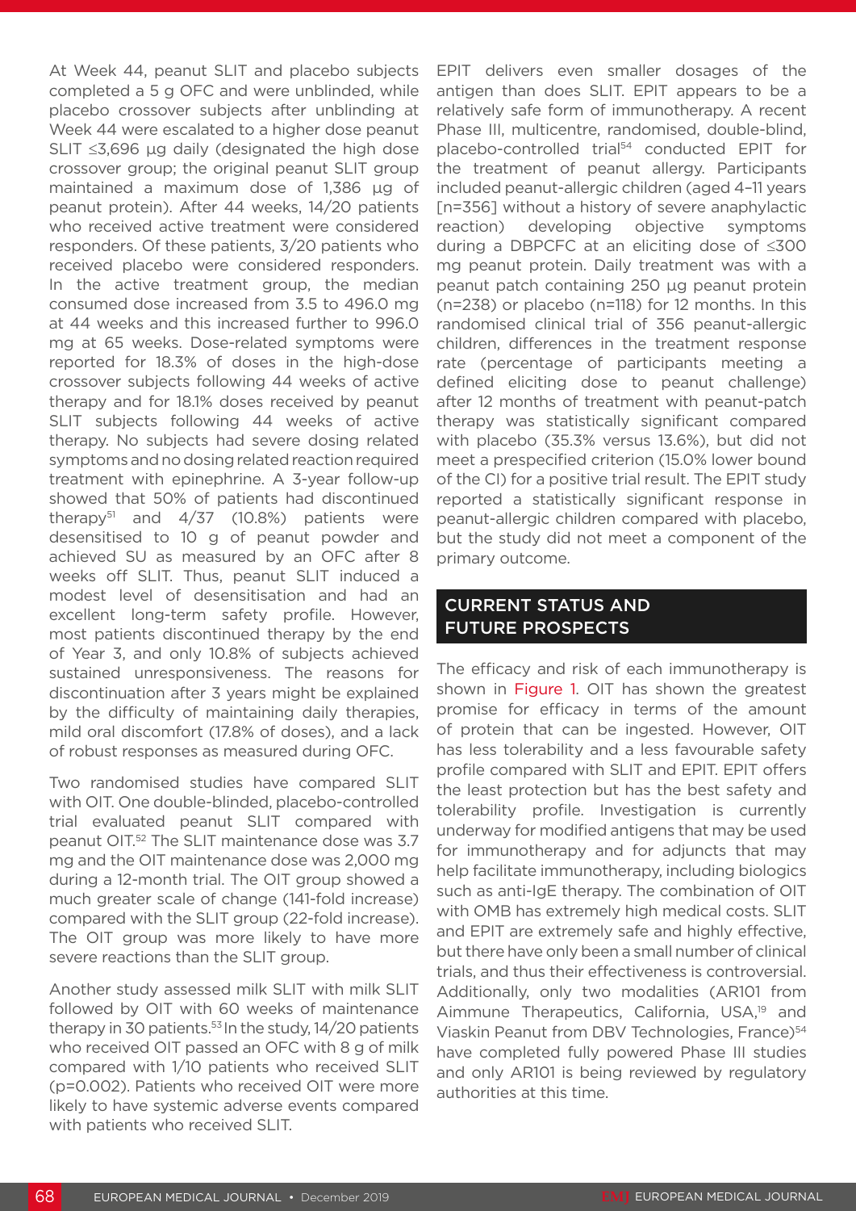At Week 44, peanut SLIT and placebo subjects completed a 5 g OFC and were unblinded, while placebo crossover subjects after unblinding at Week 44 were escalated to a higher dose peanut SLIT ≤3,696 µg daily (designated the high dose crossover group; the original peanut SLIT group maintained a maximum dose of 1,386 µg of peanut protein). After 44 weeks, 14/20 patients who received active treatment were considered responders. Of these patients, 3/20 patients who received placebo were considered responders. In the active treatment group, the median consumed dose increased from 3.5 to 496.0 mg at 44 weeks and this increased further to 996.0 mg at 65 weeks. Dose-related symptoms were reported for 18.3% of doses in the high-dose crossover subjects following 44 weeks of active therapy and for 18.1% doses received by peanut SLIT subjects following 44 weeks of active therapy. No subjects had severe dosing related symptoms and no dosing related reaction required treatment with epinephrine. A 3-year follow-up showed that 50% of patients had discontinued therapy[51] and 4/37 (10.8%) patients were desensitised to 10 g of peanut powder and achieved SU as measured by an OFC after 8 weeks off SLIT. Thus, peanut SLIT induced a modest level of desensitisation and had an excellent long-term safety profile. However, most patients discontinued therapy by the end of Year 3, and only 10.8% of subjects achieved sustained unresponsiveness. The reasons for discontinuation after 3 years might be explained by the difficulty of maintaining daily therapies, mild oral discomfort (17.8% of doses), and a lack of robust responses as measured during OFC.

Two randomised studies have compared SLIT with OIT. One double-blinded, placebo-controlled trial evaluated peanut SLIT compared with peanut OIT.[52] The SLIT maintenance dose was 3.7 mg and the OIT maintenance dose was 2,000 mg during a 12-month trial. The OIT group showed a much greater scale of change (141-fold increase) compared with the SLIT group (22-fold increase). The OIT group was more likely to have more severe reactions than the SLIT group.

Another study assessed milk SLIT with milk SLIT followed by OIT with 60 weeks of maintenance therapy in 30 patients.[53] In the study, 14/20 patients who received OIT passed an OFC with 8 g of milk compared with 1/10 patients who received SLIT ($p=0.002$). Patients who received OIT were more likely to have systemic adverse events compared with patients who received SLIT.

EPIT delivers even smaller dosages of the antigen than does SLIT. EPIT appears to be a relatively safe form of immunotherapy. A recent Phase III, multicentre, randomised, double-blind, placebo-controlled trial[54] conducted EPIT for the treatment of peanut allergy. Participants included peanut-allergic children (aged 4–11 years [n=356] without a history of severe anaphylactic reaction) developing objective symptoms during a DBPCFC at an eliciting dose of ≤300 mg peanut protein. Daily treatment was with a peanut patch containing 250 µg peanut protein (n=238) or placebo (n=118) for 12 months. In this randomised clinical trial of 356 peanut-allergic children, differences in the treatment response rate (percentage of participants meeting a defined eliciting dose to peanut challenge) after 12 months of treatment with peanut-patch therapy was statistically significant compared with placebo (35.3% versus 13.6%), but did not meet a prespecified criterion (15.0% lower bound of the CI) for a positive trial result. The EPIT study reported a statistically significant response in peanut-allergic children compared with placebo, but the study did not meet a component of the primary outcome.

## CURRENT STATUS AND FUTURE PROSPECTS

The efficacy and risk of each immunotherapy is shown in Figure 1. OIT has shown the greatest promise for efficacy in terms of the amount of protein that can be ingested. However, OIT has less tolerability and a less favourable safety profile compared with SLIT and EPIT. EPIT offers the least protection but has the best safety and tolerability profile. Investigation is currently underway for modified antigens that may be used for immunotherapy and for adjuncts that may help facilitate immunotherapy, including biologics such as anti-IgE therapy. The combination of OIT with OMB has extremely high medical costs. SLIT and EPIT are extremely safe and highly effective, but there have only been a small number of clinical trials, and thus their effectiveness is controversial. Additionally, only two modalities (AR101 from Aimmune Therapeutics, California, USA,[19] and Viaskin Peanut from DBV Technologies, France)[54] have completed fully powered Phase III studies and only AR101 is being reviewed by regulatory authorities at this time.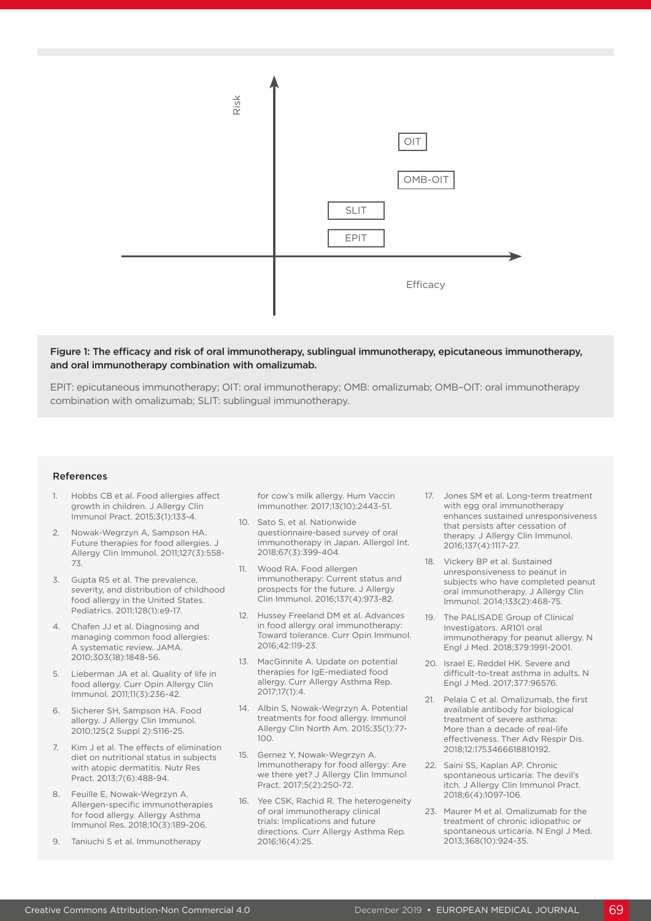Figure 1: The efficacy and risk of oral immunotherapy, sublingual immunotherapy, epicutaneous immunotherapy, and oral immunotherapy combination with omalizumab.

EPIT: epicutaneous immunotherapy; OIT: oral immunotherapy; OMB: omalizumab; OMB–OIT: oral immunotherapy combination with omalizumab; SLIT: sublingual immunotherapy.

### References

1. Hobbs CB et al. Food allergies affect growth in children. J Allergy Clin Immunol Pract. 2015;3(1):133-4.
2. Nowak-Wegrzyn A, Sampson HA. Future therapies for food allergies. J Allergy Clin Immunol. 2011;127(3):558-73.
3. Gupta RS et al. The prevalence, severity, and distribution of childhood food allergy in the United States. Pediatrics. 2011;128(1):e9-17.
4. Chafen JJ et al. Diagnosing and managing common food allergies: A systematic review. JAMA. 2010;303(18):1848-56.
5. Lieberman JA et al. Quality of life in food allergy. Curr Opin Allergy Clin Immunol. 2011;11(3):236-42.
6. Sicherer SH, Sampson HA. Food allergy. J Allergy Clin Immunol. 2010;125(2 Suppl 2):S116-25.
7. Kim J et al. The effects of elimination diet on nutritional status in subjects with atopic dermatitis. Nutr Res Pract. 2013;7(6):488-94.
8. Feuille E, Nowak-Wegrzyn A. Allergen-specific immunotherapies for food allergy. Allergy Asthma Immunol Res. 2018;10(3):189-206.
9. Taniuchi S et al. Immunotherapy for cow's milk allergy. Hum Vaccin Immunother. 2017;13(10):2443-51.
10. Sato S, et al. Nationwide questionnaire-based survey of oral immunotherapy in Japan. Allergol Int. 2018;67(3):399-404.
11. Wood RA. Food allergen immunotherapy: Current status and prospects for the future. J Allergy Clin Immunol. 2016;137(4):973-82.
12. Hussey Freeland DM et al. Advances in food allergy oral immunotherapy: Toward tolerance. Curr Opin Immunol. 2016;42:119-23.
13. MacGinnite A. Update on potential therapies for IgE-mediated food allergy. Curr Allergy Asthma Rep. 2017;17(1):4.
14. Albin S, Nowak-Wegrzyn A. Potential treatments for food allergy. Immunol Allergy Clin North Am. 2015;35(1):77-100.
15. Gernez Y, Nowak-Wegrzyn A. Immunotherapy for food allergy: Are we there yet? J Allergy Clin Immunol Pract. 2017;5(2):250-72.
16. Yee CSK, Rachid R. The heterogeneity of oral immunotherapy clinical trials: Implications and future directions. Curr Allergy Asthma Rep. 2016;16(4):25.
17. Jones SM et al. Long-term treatment with egg oral immunotherapy enhances sustained unresponsiveness that persists after cessation of therapy. J Allergy Clin Immunol. 2016;137(4):1117-27.
18. Vickery BP et al. Sustained unresponsiveness to peanut in subjects who have completed peanut oral immunotherapy. J Allergy Clin Immunol. 2014;133(2):468-75.
19. The PALISADE Group of Clinical Investigators. AR101 oral immunotherapy for peanut allergy. N Engl J Med. 2018;379:1991-2001.
20. Israel E, Reddel HK. Severe and difficult-to-treat asthma in adults. N Engl J Med. 2017;377:96576.
21. Pelaia C et al. Omalizumab, the first available antibody for biological treatment of severe asthma: More than a decade of real-life effectiveness. Ther Adv Respir Dis. 2018;12:1753466618810192.
22. Saini SS, Kaplan AP. Chronic spontaneous urticaria: The devil's itch. J Allergy Clin Immunol Pract. 2018;6(4):1097-106.
23. Maurer M et al. Omalizumab for the treatment of chronic idiopathic or spontaneous urticaria. N Engl J Med. 2013;368(10):924-35.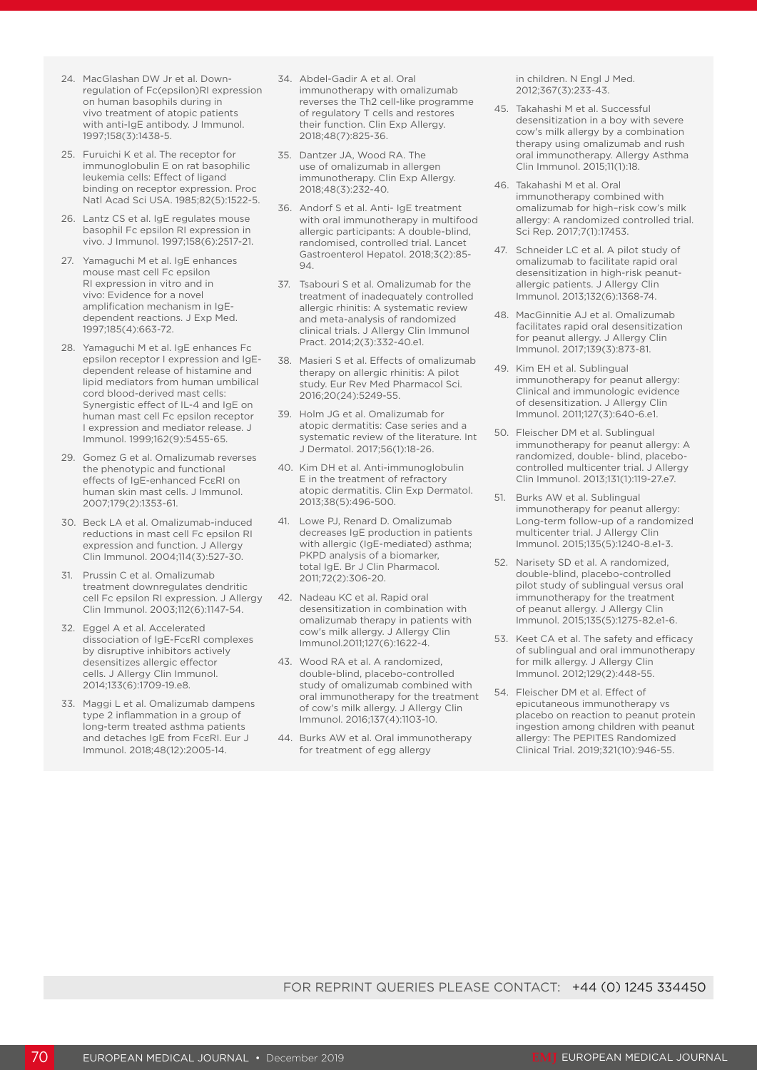24. MacGlashan DW Jr et al. Down-regulation of Fc(epsilon)RI expression on human basophils during in vivo treatment of atopic patients with anti-IgE antibody. J Immunol. 1997;158(3):1438-5.
25. Furuichi K et al. The receptor for immunoglobulin E on rat basophilic leukemia cells: Effect of ligand binding on receptor expression. Proc Natl Acad Sci USA. 1985;82(5):1522-5.
26. Lantz CS et al. IgE regulates mouse basophil Fc epsilon RI expression in vivo. J Immunol. 1997;158(6):2517-21.
27. Yamaguchi M et al. IgE enhances mouse mast cell Fc epsilon RI expression in vitro and in vivo: Evidence for a novel amplification mechanism in IgE-dependent reactions. J Exp Med. 1997;185(4):663-72.
28. Yamaguchi M et al. IgE enhances Fc epsilon receptor I expression and IgE-dependent release of histamine and lipid mediators from human umbilical cord blood-derived mast cells: Synergistic effect of IL-4 and IgE on human mast cell Fc epsilon receptor I expression and mediator release. J Immunol. 1999;162(9):5455-65.
29. Gomez G et al. Omalizumab reverses the phenotypic and functional effects of IgE-enhanced FcεRI on human skin mast cells. J Immunol. 2007;179(2):1353-61.
30. Beck LA et al. Omalizumab-induced reductions in mast cell Fc epsilon RI expression and function. J Allergy Clin Immunol. 2004;114(3):527-30.
31. Prussin C et al. Omalizumab treatment downregulates dendritic cell Fc epsilon RI expression. J Allergy Clin Immunol. 2003;112(6):1147-54.
32. Eggel A et al. Accelerated dissociation of IgE-FcεRI complexes by disruptive inhibitors actively desensitizes allergic effector cells. J Allergy Clin Immunol. 2014;133(6):1709-19.e8.
33. Maggi L et al. Omalizumab dampens type 2 inflammation in a group of long-term treated asthma patients and detaches IgE from FcεRI. Eur J Immunol. 2018;48(12):2005-14.
34. Abdel-Gadir A et al. Oral immunotherapy with omalizumab reverses the Th2 cell-like programme of regulatory T cells and restores their function. Clin Exp Allergy. 2018;48(7):825-36.
35. Dantzer JA, Wood RA. The use of omalizumab in allergen immunotherapy. Clin Exp Allergy. 2018;48(3):232-40.
36. Andorf S et al. Anti- IgE treatment with oral immunotherapy in multifood allergic participants: A double-blind, randomised, controlled trial. Lancet Gastroenterol Hepatol. 2018;3(2):85-94.
37. Tsabouri S et al. Omalizumab for the treatment of inadequately controlled allergic rhinitis: A systematic review and meta-analysis of randomized clinical trials. J Allergy Clin Immunol Pract. 2014;2(3):332-40.e1.
38. Masieri S et al. Effects of omalizumab therapy on allergic rhinitis: A pilot study. Eur Rev Med Pharmacol Sci. 2016;20(24):5249-55.
39. Holm JG et al. Omalizumab for atopic dermatitis: Case series and a systematic review of the literature. Int J Dermatol. 2017;56(1):18-26.
40. Kim DH et al. Anti-immunoglobulin E in the treatment of refractory atopic dermatitis. Clin Exp Dermatol. 2013;38(5):496-500.
41. Lowe PJ, Renard D. Omalizumab decreases IgE production in patients with allergic (IgE-mediated) asthma; PKPD analysis of a biomarker, total IgE. Br J Clin Pharmacol. 2011;72(2):306-20.
42. Nadeau KC et al. Rapid oral desensitization in combination with omalizumab therapy in patients with cow's milk allergy. J Allergy Clin Immunol.2011;127(6):1622-4.
43. Wood RA et al. A randomized, double-blind, placebo-controlled study of omalizumab combined with oral immunotherapy for the treatment of cow's milk allergy. J Allergy Clin Immunol. 2016;137(4):1103-10.
44. Burks AW et al. Oral immunotherapy for treatment of egg allergy in children. N Engl J Med. 2012;367(3):233-43.
45. Takahashi M et al. Successful desensitization in a boy with severe cow's milk allergy by a combination therapy using omalizumab and rush oral immunotherapy. Allergy Asthma Clin Immunol. 2015;11(1):18.
46. Takahashi M et al. Oral immunotherapy combined with omalizumab for high–risk cow's milk allergy: A randomized controlled trial. Sci Rep. 2017;7(1):17453.
47. Schneider LC et al. A pilot study of omalizumab to facilitate rapid oral desensitization in high-risk peanut-allergic patients. J Allergy Clin Immunol. 2013;132(6):1368-74.
48. MacGinnitie AJ et al. Omalizumab facilitates rapid oral desensitization for peanut allergy. J Allergy Clin Immunol. 2017;139(3):873-81.
49. Kim EH et al. Sublingual immunotherapy for peanut allergy: Clinical and immunologic evidence of desensitization. J Allergy Clin Immunol. 2011;127(3):640-6.e1.
50. Fleischer DM et al. Sublingual immunotherapy for peanut allergy: A randomized, double- blind, placebo-controlled multicenter trial. J Allergy Clin Immunol. 2013;131(1):119-27.e7.
51. Burks AW et al. Sublingual immunotherapy for peanut allergy: Long-term follow-up of a randomized multicenter trial. J Allergy Clin Immunol. 2015;135(5):1240-8.e1-3.
52. Narisety SD et al. A randomized, double-blind, placebo-controlled pilot study of sublingual versus oral immunotherapy for the treatment of peanut allergy. J Allergy Clin Immunol. 2015;135(5):1275-82.e1-6.
53. Keet CA et al. The safety and efficacy of sublingual and oral immunotherapy for milk allergy. J Allergy Clin Immunol. 2012;129(2):448-55.
54. Fleischer DM et al. Effect of epicutaneous immunotherapy vs placebo on reaction to peanut protein ingestion among children with peanut allergy: The PEPITES Randomized Clinical Trial. 2019;321(10):946-55.

FOR REPRINT QUERIES PLEASE CONTACT: +44 (0) 1245 334450